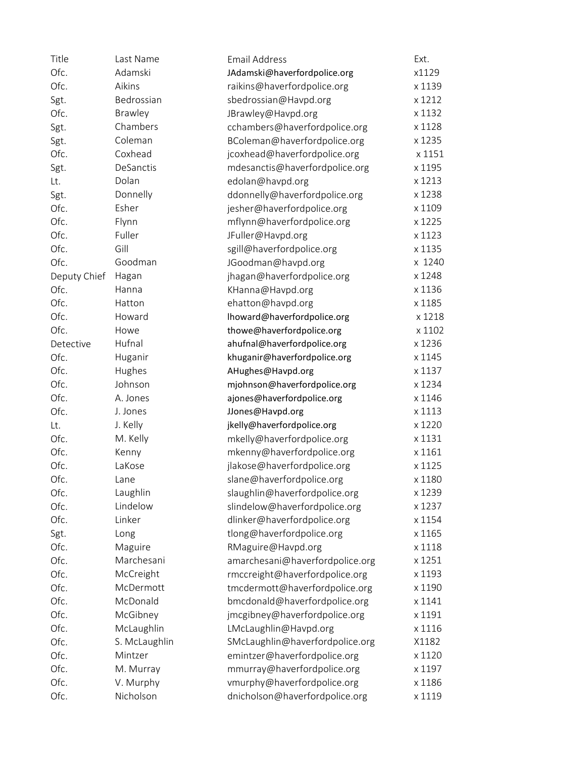| Title | Last Name | Email Address | Ext. |
|---|---|---|---|
| Ofc. | Adamski | JAdamski@haverfordpolice.org | x1129 |
| Ofc. | Aikins | raikins@haverfordpolice.org | x 1139 |
| Sgt. | Bedrossian | sbedrossian@Havpd.org | x 1212 |
| Ofc. | Brawley | JBrawley@Havpd.org | x 1132 |
| Sgt. | Chambers | cchambers@haverfordpolice.org | x 1128 |
| Sgt. | Coleman | BColeman@haverfordpolice.org | x 1235 |
| Ofc. | Coxhead | jcoxhead@haverfordpolice.org | x 1151 |
| Sgt. | DeSanctis | mdesanctis@haverfordpolice.org | x 1195 |
| Lt. | Dolan | edolan@havpd.org | x 1213 |
| Sgt. | Donnelly | ddonnelly@haverfordpolice.org | x 1238 |
| Ofc. | Esher | jesher@haverfordpolice.org | x 1109 |
| Ofc. | Flynn | mflynn@haverfordpolice.org | x 1225 |
| Ofc. | Fuller | JFuller@Havpd.org | x 1123 |
| Ofc. | Gill | sgill@haverfordpolice.org | x 1135 |
| Ofc. | Goodman | JGoodman@havpd.org | x 1240 |
| Deputy Chief | Hagan | jhagan@haverfordpolice.org | x 1248 |
| Ofc. | Hanna | KHanna@Havpd.org | x 1136 |
| Ofc. | Hatton | ehatton@havpd.org | x 1185 |
| Ofc. | Howard | lhoward@haverfordpolice.org | x 1218 |
| Ofc. | Howe | thowe@haverfordpolice.org | x 1102 |
| Detective | Hufnal | ahufnal@haverfordpolice.org | x 1236 |
| Ofc. | Huganir | khuganir@haverfordpolice.org | x 1145 |
| Ofc. | Hughes | AHughes@Havpd.org | x 1137 |
| Ofc. | Johnson | mjohnson@haverfordpolice.org | x 1234 |
| Ofc. | A. Jones | ajones@haverfordpolice.org | x 1146 |
| Ofc. | J. Jones | JJones@Havpd.org | x 1113 |
| Lt. | J. Kelly | jkelly@haverfordpolice.org | x 1220 |
| Ofc. | M. Kelly | mkelly@haverfordpolice.org | x 1131 |
| Ofc. | Kenny | mkenny@haverfordpolice.org | x 1161 |
| Ofc. | LaKose | jlakose@haverfordpolice.org | x 1125 |
| Ofc. | Lane | slane@haverfordpolice.org | x 1180 |
| Ofc. | Laughlin | slaughlin@haverfordpolice.org | x 1239 |
| Ofc. | Lindelow | slindelow@haverfordpolice.org | x 1237 |
| Ofc. | Linker | dlinker@haverfordpolice.org | x 1154 |
| Sgt. | Long | tlong@haverfordpolice.org | x 1165 |
| Ofc. | Maguire | RMaguire@Havpd.org | x 1118 |
| Ofc. | Marchesani | amarchesani@haverfordpolice.org | x 1251 |
| Ofc. | McCreight | rmccreight@haverfordpolice.org | x 1193 |
| Ofc. | McDermott | tmcdermott@haverfordpolice.org | x 1190 |
| Ofc. | McDonald | bmcdonald@haverfordpolice.org | x 1141 |
| Ofc. | McGibney | jmcgibney@haverfordpolice.org | x 1191 |
| Ofc. | McLaughlin | LMcLaughlin@Havpd.org | x 1116 |
| Ofc. | S. McLaughlin | SMcLaughlin@haverfordpolice.org | X1182 |
| Ofc. | Mintzer | emintzer@haverfordpolice.org | x 1120 |
| Ofc. | M. Murray | mmurray@haverfordpolice.org | x 1197 |
| Ofc. | V. Murphy | vmurphy@haverfordpolice.org | x 1186 |
| Ofc. | Nicholson | dnicholson@haverfordpolice.org | x 1119 |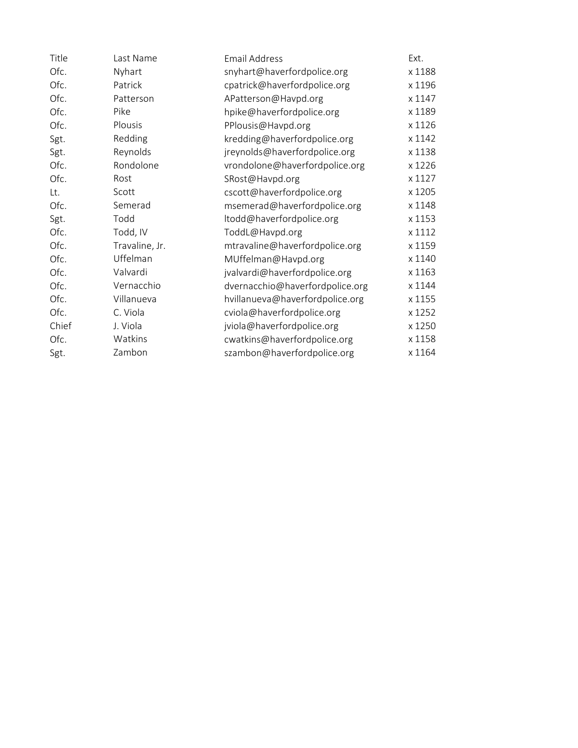| Title | Last Name | Email Address | Ext. |
| --- | --- | --- | --- |
| Ofc. | Nyhart | snyhart@haverfordpolice.org | x 1188 |
| Ofc. | Patrick | cpatrick@haverfordpolice.org | x 1196 |
| Ofc. | Patterson | APatterson@Havpd.org | x 1147 |
| Ofc. | Pike | hpike@haverfordpolice.org | x 1189 |
| Ofc. | Plousis | PPlousis@Havpd.org | x 1126 |
| Sgt. | Redding | kredding@haverfordpolice.org | x 1142 |
| Sgt. | Reynolds | jreynolds@haverfordpolice.org | x 1138 |
| Ofc. | Rondolone | vrondolone@haverfordpolice.org | x 1226 |
| Ofc. | Rost | SRost@Havpd.org | x 1127 |
| Lt. | Scott | cscott@haverfordpolice.org | x 1205 |
| Ofc. | Semerad | msemerad@haverfordpolice.org | x 1148 |
| Sgt. | Todd | ltodd@haverfordpolice.org | x 1153 |
| Ofc. | Todd, IV | ToddL@Havpd.org | x 1112 |
| Ofc. | Travaline, Jr. | mtravaline@haverfordpolice.org | x 1159 |
| Ofc. | Uffelman | MUffelman@Havpd.org | x 1140 |
| Ofc. | Valvardi | jvalvardi@haverfordpolice.org | x 1163 |
| Ofc. | Vernacchio | dvernacchio@haverfordpolice.org | x 1144 |
| Ofc. | Villanueva | hvillanueva@haverfordpolice.org | x 1155 |
| Ofc. | C. Viola | cviola@haverfordpolice.org | x 1252 |
| Chief | J. Viola | jviola@haverfordpolice.org | x 1250 |
| Ofc. | Watkins | cwatkins@haverfordpolice.org | x 1158 |
| Sgt. | Zambon | szambon@haverfordpolice.org | x 1164 |